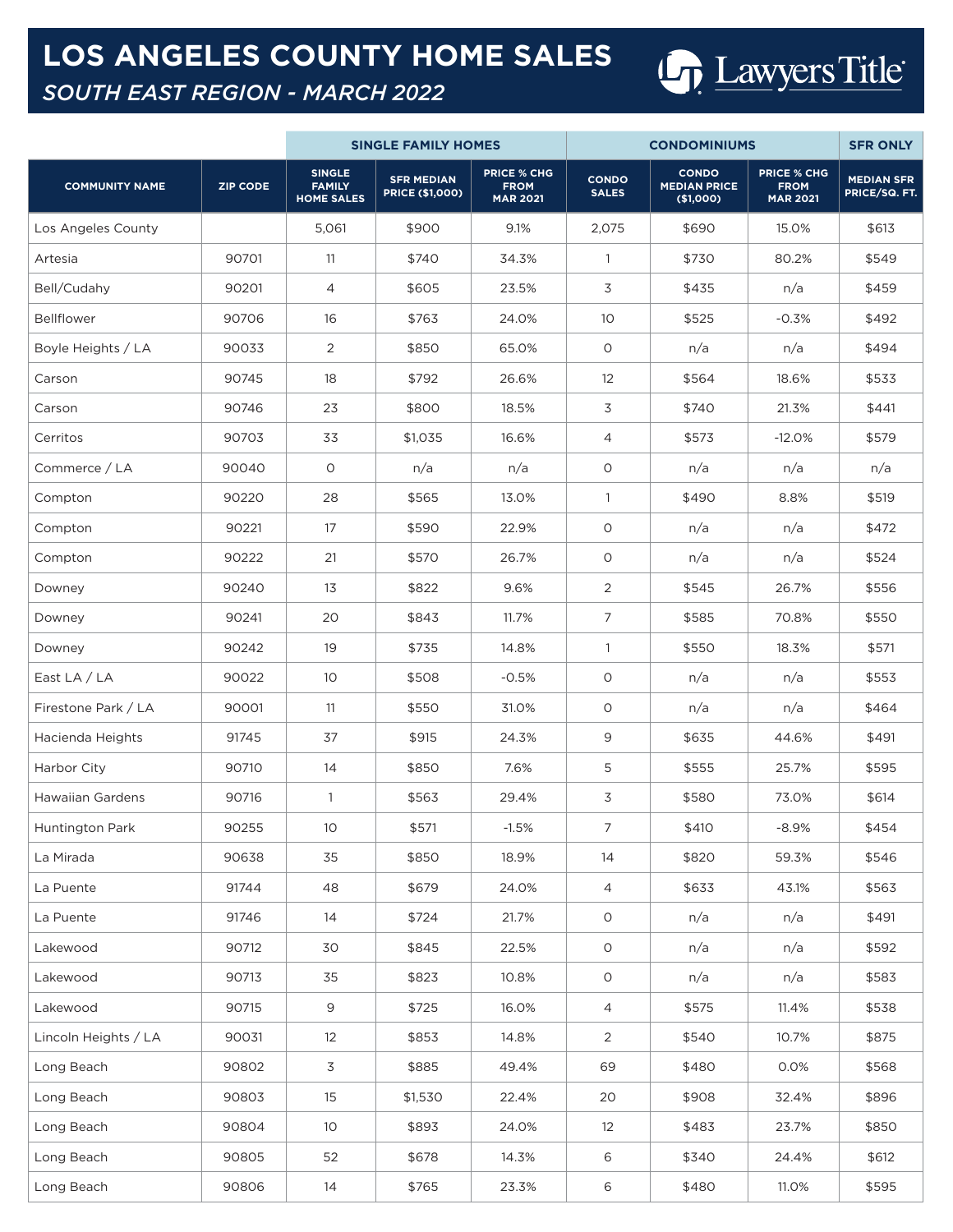# LOS ANGELES COUNTY HOME SALES

## *SOUTH EAST REGION - MARCH 2022*

Lawyers Title

| | | SINGLE FAMILY HOMES | | | CONDOMINIUMS | | | SFR ONLY |
|---|---|---|---|---|---|---|---|---|
| COMMUNITY NAME | ZIP CODE | SINGLE FAMILY HOME SALES | SFR MEDIAN PRICE ($1,000) | PRICE % CHG FROM MAR 2021 | CONDO SALES | CONDO MEDIAN PRICE ($1,000) | PRICE % CHG FROM MAR 2021 | MEDIAN SFR PRICE/SQ. FT. |
| Los Angeles County | | 5,061 | $900 | 9.1% | 2,075 | $690 | 15.0% | $613 |
| Artesia | 90701 | 11 | $740 | 34.3% | 1 | $730 | 80.2% | $549 |
| Bell/Cudahy | 90201 | 4 | $605 | 23.5% | 3 | $435 | n/a | $459 |
| Bellflower | 90706 | 16 | $763 | 24.0% | 10 | $525 | -0.3% | $492 |
| Boyle Heights / LA | 90033 | 2 | $850 | 65.0% | 0 | n/a | n/a | $494 |
| Carson | 90745 | 18 | $792 | 26.6% | 12 | $564 | 18.6% | $533 |
| Carson | 90746 | 23 | $800 | 18.5% | 3 | $740 | 21.3% | $441 |
| Cerritos | 90703 | 33 | $1,035 | 16.6% | 4 | $573 | -12.0% | $579 |
| Commerce / LA | 90040 | 0 | n/a | n/a | 0 | n/a | n/a | n/a |
| Compton | 90220 | 28 | $565 | 13.0% | 1 | $490 | 8.8% | $519 |
| Compton | 90221 | 17 | $590 | 22.9% | 0 | n/a | n/a | $472 |
| Compton | 90222 | 21 | $570 | 26.7% | 0 | n/a | n/a | $524 |
| Downey | 90240 | 13 | $822 | 9.6% | 2 | $545 | 26.7% | $556 |
| Downey | 90241 | 20 | $843 | 11.7% | 7 | $585 | 70.8% | $550 |
| Downey | 90242 | 19 | $735 | 14.8% | 1 | $550 | 18.3% | $571 |
| East LA / LA | 90022 | 10 | $508 | -0.5% | 0 | n/a | n/a | $553 |
| Firestone Park / LA | 90001 | 11 | $550 | 31.0% | 0 | n/a | n/a | $464 |
| Hacienda Heights | 91745 | 37 | $915 | 24.3% | 9 | $635 | 44.6% | $491 |
| Harbor City | 90710 | 14 | $850 | 7.6% | 5 | $555 | 25.7% | $595 |
| Hawaiian Gardens | 90716 | 1 | $563 | 29.4% | 3 | $580 | 73.0% | $614 |
| Huntington Park | 90255 | 10 | $571 | -1.5% | 7 | $410 | -8.9% | $454 |
| La Mirada | 90638 | 35 | $850 | 18.9% | 14 | $820 | 59.3% | $546 |
| La Puente | 91744 | 48 | $679 | 24.0% | 4 | $633 | 43.1% | $563 |
| La Puente | 91746 | 14 | $724 | 21.7% | 0 | n/a | n/a | $491 |
| Lakewood | 90712 | 30 | $845 | 22.5% | 0 | n/a | n/a | $592 |
| Lakewood | 90713 | 35 | $823 | 10.8% | 0 | n/a | n/a | $583 |
| Lakewood | 90715 | 9 | $725 | 16.0% | 4 | $575 | 11.4% | $538 |
| Lincoln Heights / LA | 90031 | 12 | $853 | 14.8% | 2 | $540 | 10.7% | $875 |
| Long Beach | 90802 | 3 | $885 | 49.4% | 69 | $480 | 0.0% | $568 |
| Long Beach | 90803 | 15 | $1,530 | 22.4% | 20 | $908 | 32.4% | $896 |
| Long Beach | 90804 | 10 | $893 | 24.0% | 12 | $483 | 23.7% | $850 |
| Long Beach | 90805 | 52 | $678 | 14.3% | 6 | $340 | 24.4% | $612 |
| Long Beach | 90806 | 14 | $765 | 23.3% | 6 | $480 | 11.0% | $595 |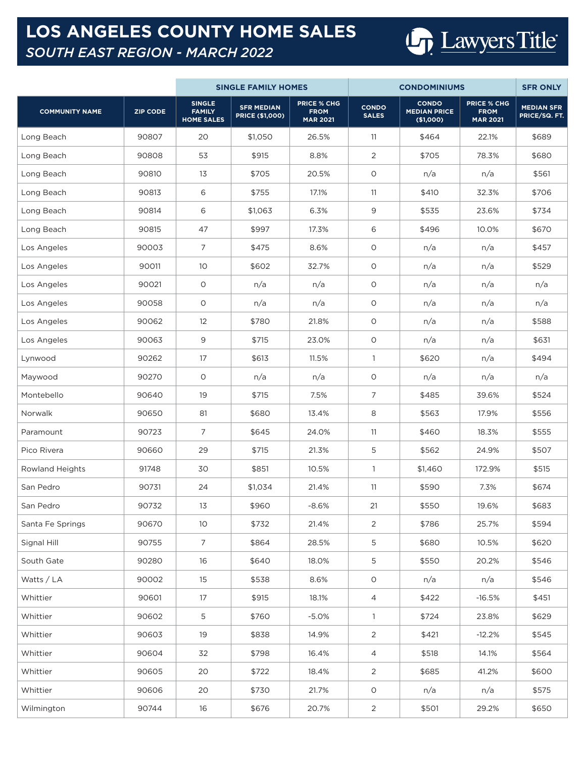# LOS ANGELES COUNTY HOME SALES

## *SOUTH EAST REGION - MARCH 2022*

Lawyers Title

| | | SINGLE FAMILY HOMES | | | CONDOMINIUMS | | | SFR ONLY |
|---|---|---|---|---|---|---|---|---|
| COMMUNITY NAME | ZIP CODE | SINGLE FAMILY HOME SALES | SFR MEDIAN PRICE ($1,000) | PRICE % CHG FROM MAR 2021 | CONDO SALES | CONDO MEDIAN PRICE ($1,000) | PRICE % CHG FROM MAR 2021 | MEDIAN SFR PRICE/SQ. FT. |
| Long Beach | 90807 | 20 | $1,050 | 26.5% | 11 | $464 | 22.1% | $689 |
| Long Beach | 90808 | 53 | $915 | 8.8% | 2 | $705 | 78.3% | $680 |
| Long Beach | 90810 | 13 | $705 | 20.5% | 0 | n/a | n/a | $561 |
| Long Beach | 90813 | 6 | $755 | 17.1% | 11 | $410 | 32.3% | $706 |
| Long Beach | 90814 | 6 | $1,063 | 6.3% | 9 | $535 | 23.6% | $734 |
| Long Beach | 90815 | 47 | $997 | 17.3% | 6 | $496 | 10.0% | $670 |
| Los Angeles | 90003 | 7 | $475 | 8.6% | 0 | n/a | n/a | $457 |
| Los Angeles | 90011 | 10 | $602 | 32.7% | 0 | n/a | n/a | $529 |
| Los Angeles | 90021 | 0 | n/a | n/a | 0 | n/a | n/a | n/a |
| Los Angeles | 90058 | 0 | n/a | n/a | 0 | n/a | n/a | n/a |
| Los Angeles | 90062 | 12 | $780 | 21.8% | 0 | n/a | n/a | $588 |
| Los Angeles | 90063 | 9 | $715 | 23.0% | 0 | n/a | n/a | $631 |
| Lynwood | 90262 | 17 | $613 | 11.5% | 1 | $620 | n/a | $494 |
| Maywood | 90270 | 0 | n/a | n/a | 0 | n/a | n/a | n/a |
| Montebello | 90640 | 19 | $715 | 7.5% | 7 | $485 | 39.6% | $524 |
| Norwalk | 90650 | 81 | $680 | 13.4% | 8 | $563 | 17.9% | $556 |
| Paramount | 90723 | 7 | $645 | 24.0% | 11 | $460 | 18.3% | $555 |
| Pico Rivera | 90660 | 29 | $715 | 21.3% | 5 | $562 | 24.9% | $507 |
| Rowland Heights | 91748 | 30 | $851 | 10.5% | 1 | $1,460 | 172.9% | $515 |
| San Pedro | 90731 | 24 | $1,034 | 21.4% | 11 | $590 | 7.3% | $674 |
| San Pedro | 90732 | 13 | $960 | -8.6% | 21 | $550 | 19.6% | $683 |
| Santa Fe Springs | 90670 | 10 | $732 | 21.4% | 2 | $786 | 25.7% | $594 |
| Signal Hill | 90755 | 7 | $864 | 28.5% | 5 | $680 | 10.5% | $620 |
| South Gate | 90280 | 16 | $640 | 18.0% | 5 | $550 | 20.2% | $546 |
| Watts / LA | 90002 | 15 | $538 | 8.6% | 0 | n/a | n/a | $546 |
| Whittier | 90601 | 17 | $915 | 18.1% | 4 | $422 | -16.5% | $451 |
| Whittier | 90602 | 5 | $760 | -5.0% | 1 | $724 | 23.8% | $629 |
| Whittier | 90603 | 19 | $838 | 14.9% | 2 | $421 | -12.2% | $545 |
| Whittier | 90604 | 32 | $798 | 16.4% | 4 | $518 | 14.1% | $564 |
| Whittier | 90605 | 20 | $722 | 18.4% | 2 | $685 | 41.2% | $600 |
| Whittier | 90606 | 20 | $730 | 21.7% | 0 | n/a | n/a | $575 |
| Wilmington | 90744 | 16 | $676 | 20.7% | 2 | $501 | 29.2% | $650 |